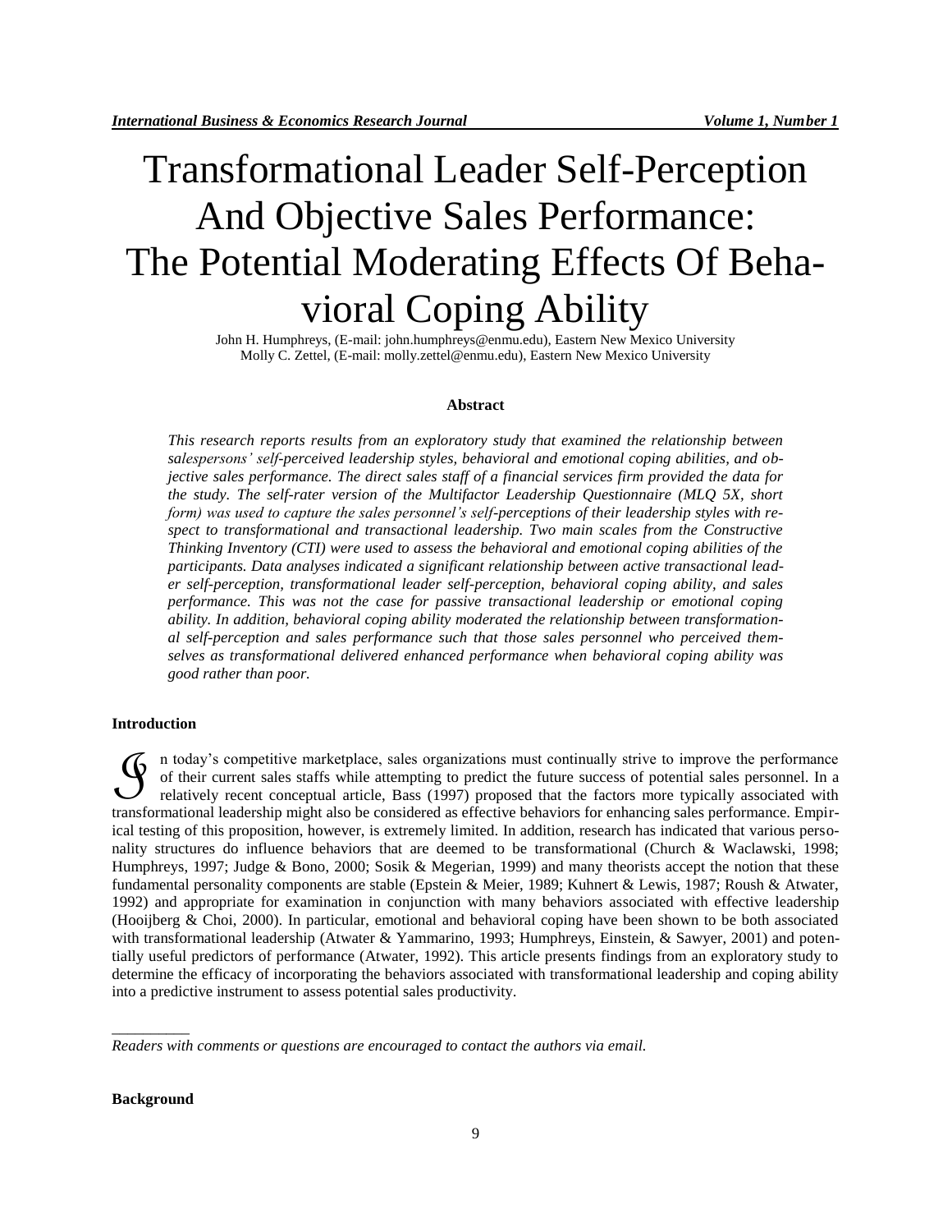# Transformational Leader Self-Perception And Objective Sales Performance: The Potential Moderating Effects Of Behavioral Coping Ability

John H. Humphreys, (E-mail: john.humphreys@enmu.edu), Eastern New Mexico University
Molly C. Zettel, (E-mail: molly.zettel@enmu.edu), Eastern New Mexico University

### Abstract

*This research reports results from an exploratory study that examined the relationship between salespersons' self-perceived leadership styles, behavioral and emotional coping abilities, and objective sales performance. The direct sales staff of a financial services firm provided the data for the study. The self-rater version of the Multifactor Leadership Questionnaire (MLQ 5X, short form) was used to capture the sales personnel's self-perceptions of their leadership styles with respect to transformational and transactional leadership. Two main scales from the Constructive Thinking Inventory (CTI) were used to assess the behavioral and emotional coping abilities of the participants. Data analyses indicated a significant relationship between active transactional leader self-perception, transformational leader self-perception, behavioral coping ability, and sales performance. This was not the case for passive transactional leadership or emotional coping ability. In addition, behavioral coping ability moderated the relationship between transformational self-perception and sales performance such that those sales personnel who perceived themselves as transformational delivered enhanced performance when behavioral coping ability was good rather than poor.*

## Introduction

In today's competitive marketplace, sales organizations must continually strive to improve the performance of their current sales staffs while attempting to predict the future success of potential sales personnel. In a relatively recent conceptual article, Bass (1997) proposed that the factors more typically associated with transformational leadership might also be considered as effective behaviors for enhancing sales performance. Empirical testing of this proposition, however, is extremely limited. In addition, research has indicated that various personality structures do influence behaviors that are deemed to be transformational (Church & Waclawski, 1998; Humphreys, 1997; Judge & Bono, 2000; Sosik & Megerian, 1999) and many theorists accept the notion that these fundamental personality components are stable (Epstein & Meier, 1989; Kuhnert & Lewis, 1987; Roush & Atwater, 1992) and appropriate for examination in conjunction with many behaviors associated with effective leadership (Hooijberg & Choi, 2000). In particular, emotional and behavioral coping have been shown to be both associated with transformational leadership (Atwater & Yammarino, 1993; Humphreys, Einstein, & Sawyer, 2001) and potentially useful predictors of performance (Atwater, 1992). This article presents findings from an exploratory study to determine the efficacy of incorporating the behaviors associated with transformational leadership and coping ability into a predictive instrument to assess potential sales productivity.

---

*Readers with comments or questions are encouraged to contact the authors via email.*

## Background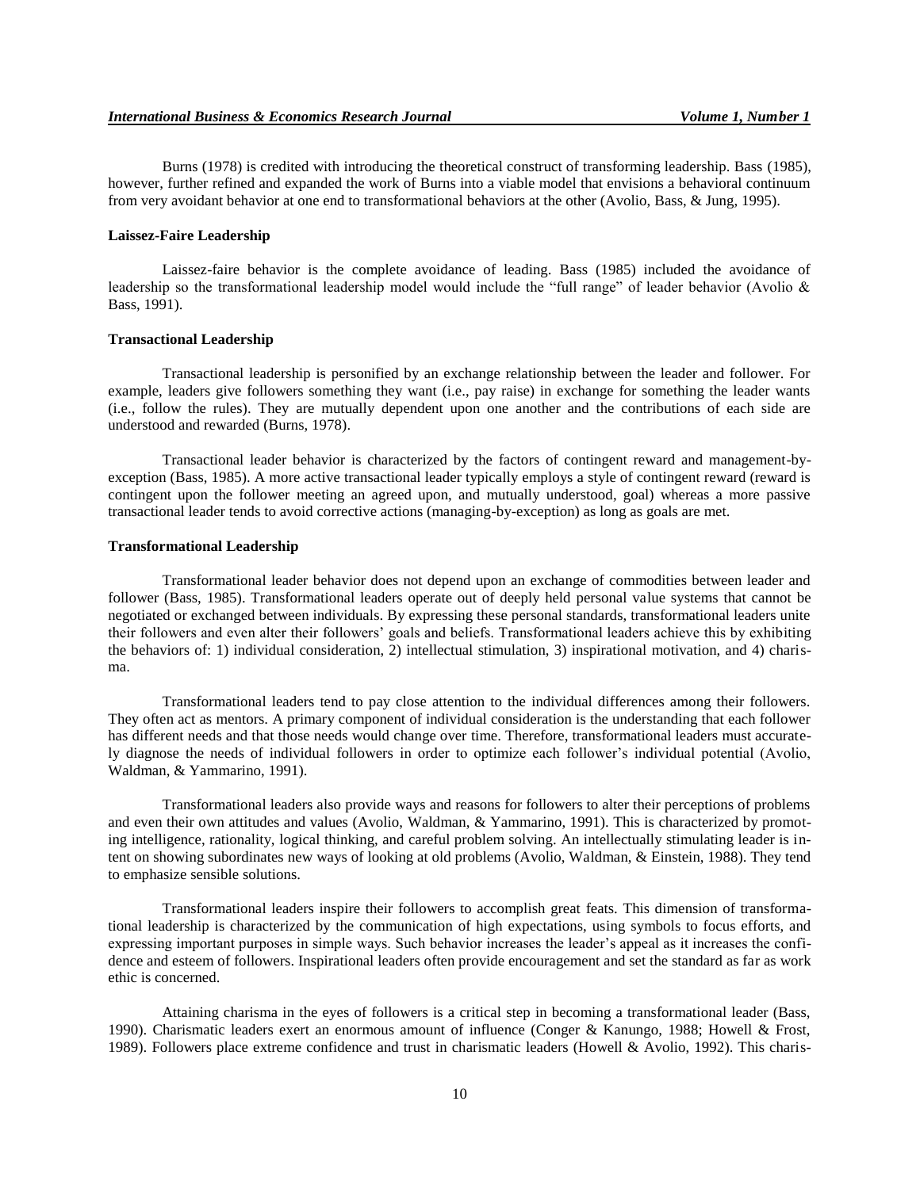Burns (1978) is credited with introducing the theoretical construct of transforming leadership. Bass (1985), however, further refined and expanded the work of Burns into a viable model that envisions a behavioral continuum from very avoidant behavior at one end to transformational behaviors at the other (Avolio, Bass, & Jung, 1995).

### Laissez-Faire Leadership

Laissez-faire behavior is the complete avoidance of leading. Bass (1985) included the avoidance of leadership so the transformational leadership model would include the "full range" of leader behavior (Avolio & Bass, 1991).

### Transactional Leadership

Transactional leadership is personified by an exchange relationship between the leader and follower. For example, leaders give followers something they want (i.e., pay raise) in exchange for something the leader wants (i.e., follow the rules). They are mutually dependent upon one another and the contributions of each side are understood and rewarded (Burns, 1978).

Transactional leader behavior is characterized by the factors of contingent reward and management-by-exception (Bass, 1985). A more active transactional leader typically employs a style of contingent reward (reward is contingent upon the follower meeting an agreed upon, and mutually understood, goal) whereas a more passive transactional leader tends to avoid corrective actions (managing-by-exception) as long as goals are met.

### Transformational Leadership

Transformational leader behavior does not depend upon an exchange of commodities between leader and follower (Bass, 1985). Transformational leaders operate out of deeply held personal value systems that cannot be negotiated or exchanged between individuals. By expressing these personal standards, transformational leaders unite their followers and even alter their followers' goals and beliefs. Transformational leaders achieve this by exhibiting the behaviors of: 1) individual consideration, 2) intellectual stimulation, 3) inspirational motivation, and 4) charisma.

Transformational leaders tend to pay close attention to the individual differences among their followers. They often act as mentors. A primary component of individual consideration is the understanding that each follower has different needs and that those needs would change over time. Therefore, transformational leaders must accurately diagnose the needs of individual followers in order to optimize each follower's individual potential (Avolio, Waldman, & Yammarino, 1991).

Transformational leaders also provide ways and reasons for followers to alter their perceptions of problems and even their own attitudes and values (Avolio, Waldman, & Yammarino, 1991). This is characterized by promoting intelligence, rationality, logical thinking, and careful problem solving. An intellectually stimulating leader is intent on showing subordinates new ways of looking at old problems (Avolio, Waldman, & Einstein, 1988). They tend to emphasize sensible solutions.

Transformational leaders inspire their followers to accomplish great feats. This dimension of transformational leadership is characterized by the communication of high expectations, using symbols to focus efforts, and expressing important purposes in simple ways. Such behavior increases the leader's appeal as it increases the confidence and esteem of followers. Inspirational leaders often provide encouragement and set the standard as far as work ethic is concerned.

Attaining charisma in the eyes of followers is a critical step in becoming a transformational leader (Bass, 1990). Charismatic leaders exert an enormous amount of influence (Conger & Kanungo, 1988; Howell & Frost, 1989). Followers place extreme confidence and trust in charismatic leaders (Howell & Avolio, 1992). This charis-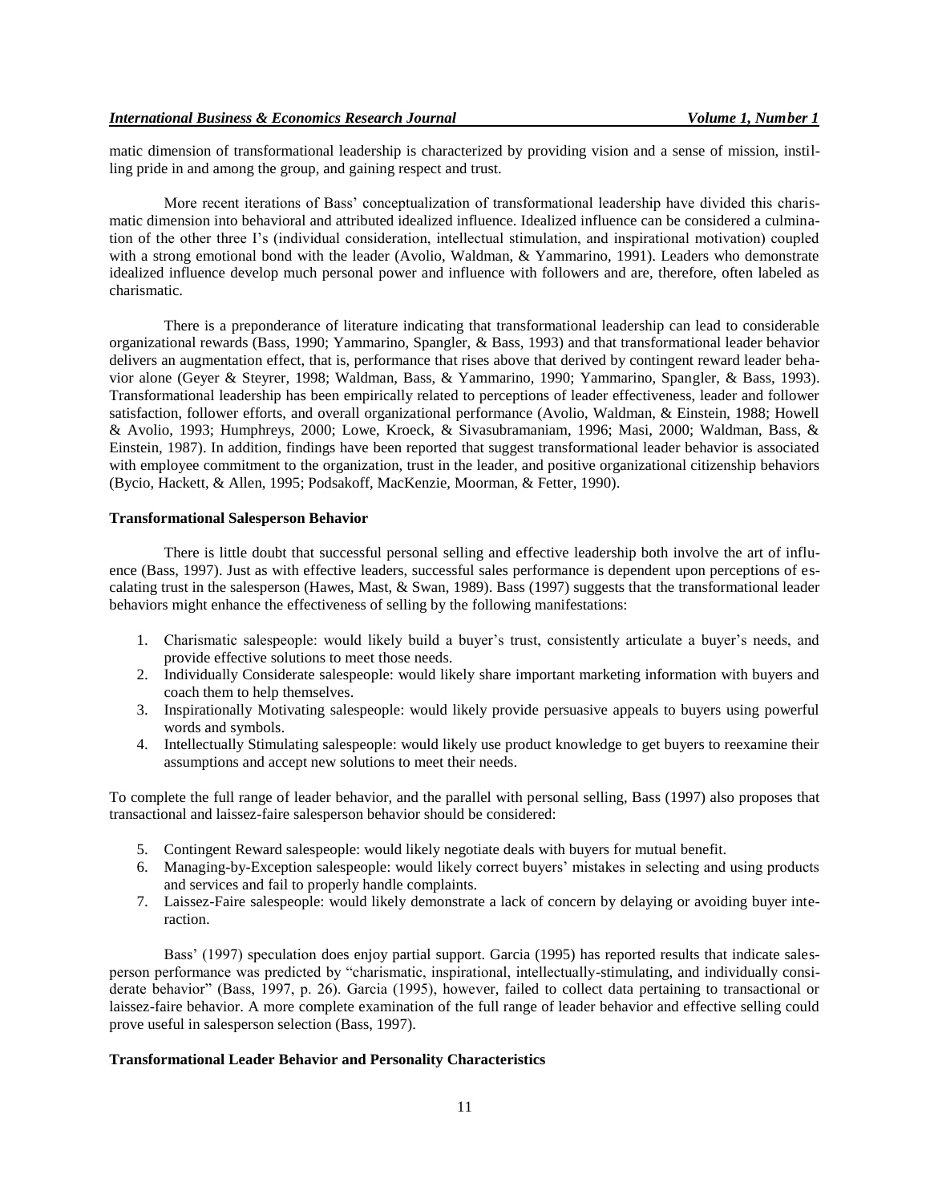matic dimension of transformational leadership is characterized by providing vision and a sense of mission, instilling pride in and among the group, and gaining respect and trust.

More recent iterations of Bass' conceptualization of transformational leadership have divided this charismatic dimension into behavioral and attributed idealized influence. Idealized influence can be considered a culmination of the other three I's (individual consideration, intellectual stimulation, and inspirational motivation) coupled with a strong emotional bond with the leader (Avolio, Waldman, & Yammarino, 1991). Leaders who demonstrate idealized influence develop much personal power and influence with followers and are, therefore, often labeled as charismatic.

There is a preponderance of literature indicating that transformational leadership can lead to considerable organizational rewards (Bass, 1990; Yammarino, Spangler, & Bass, 1993) and that transformational leader behavior delivers an augmentation effect, that is, performance that rises above that derived by contingent reward leader behavior alone (Geyer & Steyrer, 1998; Waldman, Bass, & Yammarino, 1990; Yammarino, Spangler, & Bass, 1993). Transformational leadership has been empirically related to perceptions of leader effectiveness, leader and follower satisfaction, follower efforts, and overall organizational performance (Avolio, Waldman, & Einstein, 1988; Howell & Avolio, 1993; Humphreys, 2000; Lowe, Kroeck, & Sivasubramaniam, 1996; Masi, 2000; Waldman, Bass, & Einstein, 1987). In addition, findings have been reported that suggest transformational leader behavior is associated with employee commitment to the organization, trust in the leader, and positive organizational citizenship behaviors (Bycio, Hackett, & Allen, 1995; Podsakoff, MacKenzie, Moorman, & Fetter, 1990).

### Transformational Salesperson Behavior

There is little doubt that successful personal selling and effective leadership both involve the art of influence (Bass, 1997). Just as with effective leaders, successful sales performance is dependent upon perceptions of escalating trust in the salesperson (Hawes, Mast, & Swan, 1989). Bass (1997) suggests that the transformational leader behaviors might enhance the effectiveness of selling by the following manifestations:

1. Charismatic salespeople: would likely build a buyer's trust, consistently articulate a buyer's needs, and provide effective solutions to meet those needs.
2. Individually Considerate salespeople: would likely share important marketing information with buyers and coach them to help themselves.
3. Inspirationally Motivating salespeople: would likely provide persuasive appeals to buyers using powerful words and symbols.
4. Intellectually Stimulating salespeople: would likely use product knowledge to get buyers to reexamine their assumptions and accept new solutions to meet their needs.

To complete the full range of leader behavior, and the parallel with personal selling, Bass (1997) also proposes that transactional and laissez-faire salesperson behavior should be considered:

5. Contingent Reward salespeople: would likely negotiate deals with buyers for mutual benefit.
6. Managing-by-Exception salespeople: would likely correct buyers' mistakes in selecting and using products and services and fail to properly handle complaints.
7. Laissez-Faire salespeople: would likely demonstrate a lack of concern by delaying or avoiding buyer interaction.

Bass' (1997) speculation does enjoy partial support. Garcia (1995) has reported results that indicate salesperson performance was predicted by "charismatic, inspirational, intellectually-stimulating, and individually considerate behavior" (Bass, 1997, p. 26). Garcia (1995), however, failed to collect data pertaining to transactional or laissez-faire behavior. A more complete examination of the full range of leader behavior and effective selling could prove useful in salesperson selection (Bass, 1997).

### Transformational Leader Behavior and Personality Characteristics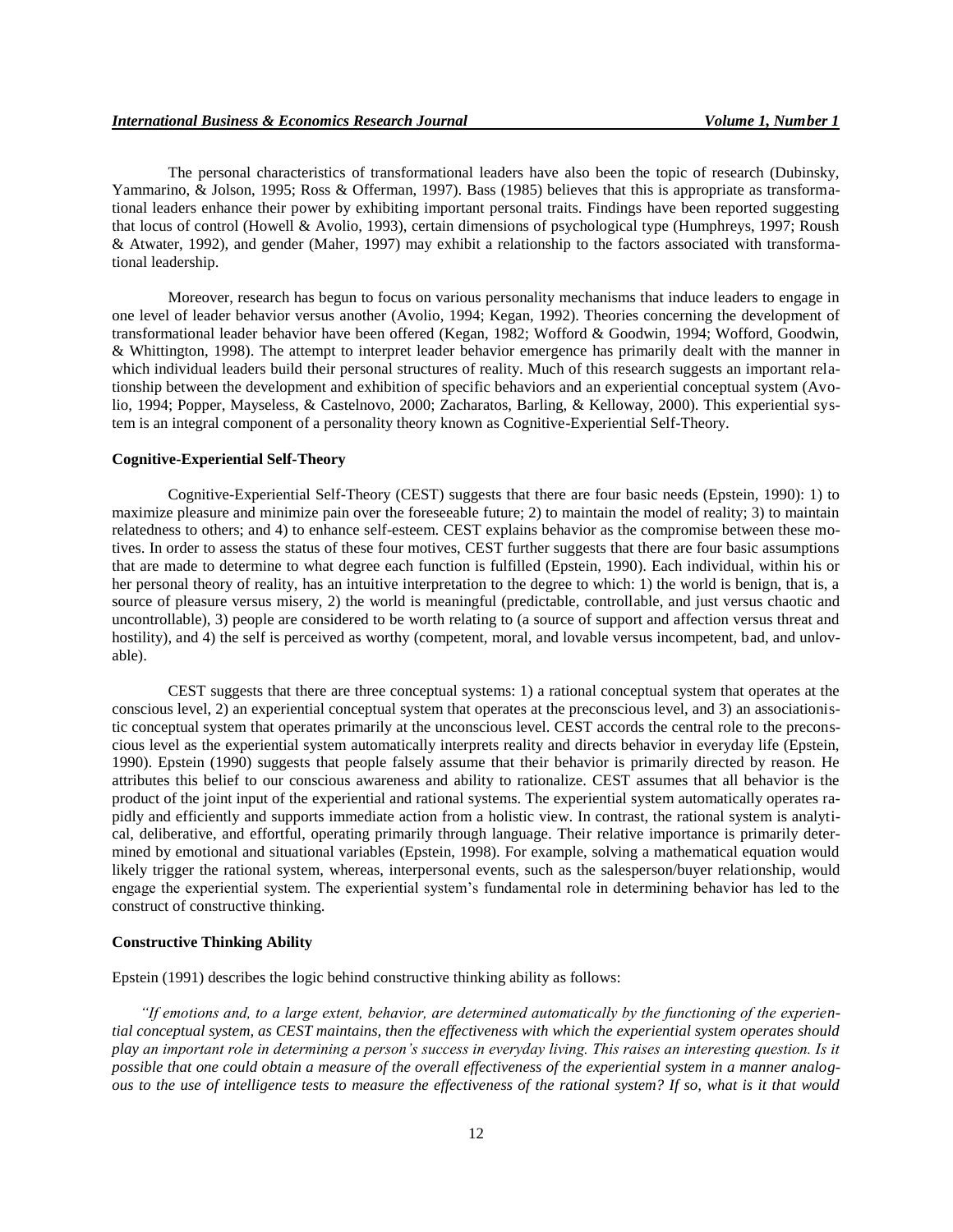The personal characteristics of transformational leaders have also been the topic of research (Dubinsky, Yammarino, & Jolson, 1995; Ross & Offerman, 1997). Bass (1985) believes that this is appropriate as transformational leaders enhance their power by exhibiting important personal traits. Findings have been reported suggesting that locus of control (Howell & Avolio, 1993), certain dimensions of psychological type (Humphreys, 1997; Roush & Atwater, 1992), and gender (Maher, 1997) may exhibit a relationship to the factors associated with transformational leadership.

Moreover, research has begun to focus on various personality mechanisms that induce leaders to engage in one level of leader behavior versus another (Avolio, 1994; Kegan, 1992). Theories concerning the development of transformational leader behavior have been offered (Kegan, 1982; Wofford & Goodwin, 1994; Wofford, Goodwin, & Whittington, 1998). The attempt to interpret leader behavior emergence has primarily dealt with the manner in which individual leaders build their personal structures of reality. Much of this research suggests an important relationship between the development and exhibition of specific behaviors and an experiential conceptual system (Avolio, 1994; Popper, Mayseless, & Castelnovo, 2000; Zacharatos, Barling, & Kelloway, 2000). This experiential system is an integral component of a personality theory known as Cognitive-Experiential Self-Theory.

**Cognitive-Experiential Self-Theory**

Cognitive-Experiential Self-Theory (CEST) suggests that there are four basic needs (Epstein, 1990): 1) to maximize pleasure and minimize pain over the foreseeable future; 2) to maintain the model of reality; 3) to maintain relatedness to others; and 4) to enhance self-esteem. CEST explains behavior as the compromise between these motives. In order to assess the status of these four motives, CEST further suggests that there are four basic assumptions that are made to determine to what degree each function is fulfilled (Epstein, 1990). Each individual, within his or her personal theory of reality, has an intuitive interpretation to the degree to which: 1) the world is benign, that is, a source of pleasure versus misery, 2) the world is meaningful (predictable, controllable, and just versus chaotic and uncontrollable), 3) people are considered to be worth relating to (a source of support and affection versus threat and hostility), and 4) the self is perceived as worthy (competent, moral, and lovable versus incompetent, bad, and unlovable).

CEST suggests that there are three conceptual systems: 1) a rational conceptual system that operates at the conscious level, 2) an experiential conceptual system that operates at the preconscious level, and 3) an associationistic conceptual system that operates primarily at the unconscious level. CEST accords the central role to the preconscious level as the experiential system automatically interprets reality and directs behavior in everyday life (Epstein, 1990). Epstein (1990) suggests that people falsely assume that their behavior is primarily directed by reason. He attributes this belief to our conscious awareness and ability to rationalize. CEST assumes that all behavior is the product of the joint input of the experiential and rational systems. The experiential system automatically operates rapidly and efficiently and supports immediate action from a holistic view. In contrast, the rational system is analytical, deliberative, and effortful, operating primarily through language. Their relative importance is primarily determined by emotional and situational variables (Epstein, 1998). For example, solving a mathematical equation would likely trigger the rational system, whereas, interpersonal events, such as the salesperson/buyer relationship, would engage the experiential system. The experiential system's fundamental role in determining behavior has led to the construct of constructive thinking.

**Constructive Thinking Ability**

Epstein (1991) describes the logic behind constructive thinking ability as follows:

*"If emotions and, to a large extent, behavior, are determined automatically by the functioning of the experiential conceptual system, as CEST maintains, then the effectiveness with which the experiential system operates should play an important role in determining a person's success in everyday living. This raises an interesting question. Is it possible that one could obtain a measure of the overall effectiveness of the experiential system in a manner analogous to the use of intelligence tests to measure the effectiveness of the rational system? If so, what is it that would*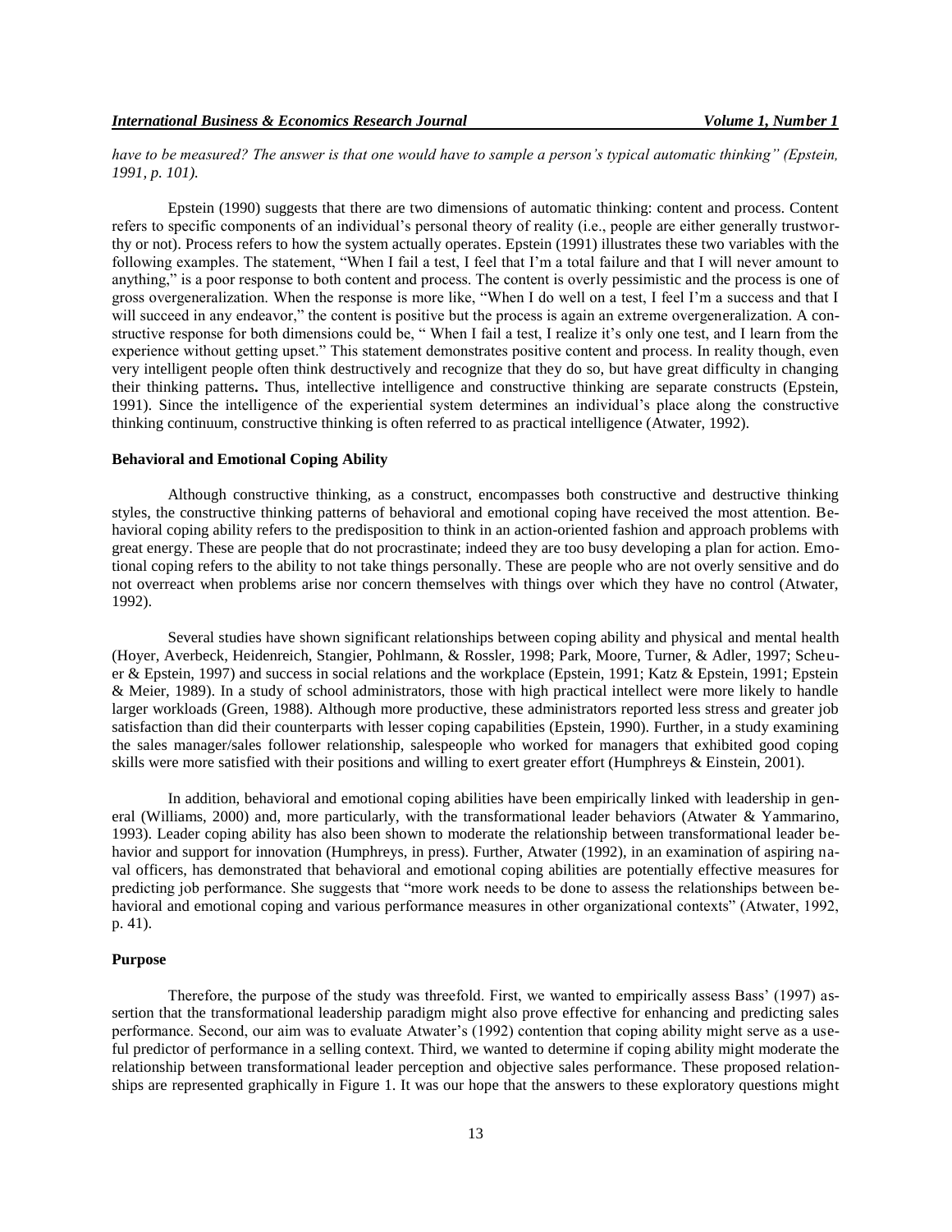*have to be measured? The answer is that one would have to sample a person's typical automatic thinking" (Epstein, 1991, p. 101).*

Epstein (1990) suggests that there are two dimensions of automatic thinking: content and process. Content refers to specific components of an individual's personal theory of reality (i.e., people are either generally trustworthy or not). Process refers to how the system actually operates. Epstein (1991) illustrates these two variables with the following examples. The statement, "When I fail a test, I feel that I'm a total failure and that I will never amount to anything," is a poor response to both content and process. The content is overly pessimistic and the process is one of gross overgeneralization. When the response is more like, "When I do well on a test, I feel I'm a success and that I will succeed in any endeavor," the content is positive but the process is again an extreme overgeneralization. A constructive response for both dimensions could be, " When I fail a test, I realize it's only one test, and I learn from the experience without getting upset." This statement demonstrates positive content and process. In reality though, even very intelligent people often think destructively and recognize that they do so, but have great difficulty in changing their thinking patterns**.** Thus, intellective intelligence and constructive thinking are separate constructs (Epstein, 1991). Since the intelligence of the experiential system determines an individual's place along the constructive thinking continuum, constructive thinking is often referred to as practical intelligence (Atwater, 1992).

**Behavioral and Emotional Coping Ability**

Although constructive thinking, as a construct, encompasses both constructive and destructive thinking styles, the constructive thinking patterns of behavioral and emotional coping have received the most attention. Behavioral coping ability refers to the predisposition to think in an action-oriented fashion and approach problems with great energy. These are people that do not procrastinate; indeed they are too busy developing a plan for action. Emotional coping refers to the ability to not take things personally. These are people who are not overly sensitive and do not overreact when problems arise nor concern themselves with things over which they have no control (Atwater, 1992).

Several studies have shown significant relationships between coping ability and physical and mental health (Hoyer, Averbeck, Heidenreich, Stangier, Pohlmann, & Rossler, 1998; Park, Moore, Turner, & Adler, 1997; Scheuer & Epstein, 1997) and success in social relations and the workplace (Epstein, 1991; Katz & Epstein, 1991; Epstein & Meier, 1989). In a study of school administrators, those with high practical intellect were more likely to handle larger workloads (Green, 1988). Although more productive, these administrators reported less stress and greater job satisfaction than did their counterparts with lesser coping capabilities (Epstein, 1990). Further, in a study examining the sales manager/sales follower relationship, salespeople who worked for managers that exhibited good coping skills were more satisfied with their positions and willing to exert greater effort (Humphreys & Einstein, 2001).

In addition, behavioral and emotional coping abilities have been empirically linked with leadership in general (Williams, 2000) and, more particularly, with the transformational leader behaviors (Atwater & Yammarino, 1993). Leader coping ability has also been shown to moderate the relationship between transformational leader behavior and support for innovation (Humphreys, in press). Further, Atwater (1992), in an examination of aspiring naval officers, has demonstrated that behavioral and emotional coping abilities are potentially effective measures for predicting job performance. She suggests that "more work needs to be done to assess the relationships between behavioral and emotional coping and various performance measures in other organizational contexts" (Atwater, 1992, p. 41).

**Purpose**

Therefore, the purpose of the study was threefold. First, we wanted to empirically assess Bass' (1997) assertion that the transformational leadership paradigm might also prove effective for enhancing and predicting sales performance. Second, our aim was to evaluate Atwater's (1992) contention that coping ability might serve as a useful predictor of performance in a selling context. Third, we wanted to determine if coping ability might moderate the relationship between transformational leader perception and objective sales performance. These proposed relationships are represented graphically in Figure 1. It was our hope that the answers to these exploratory questions might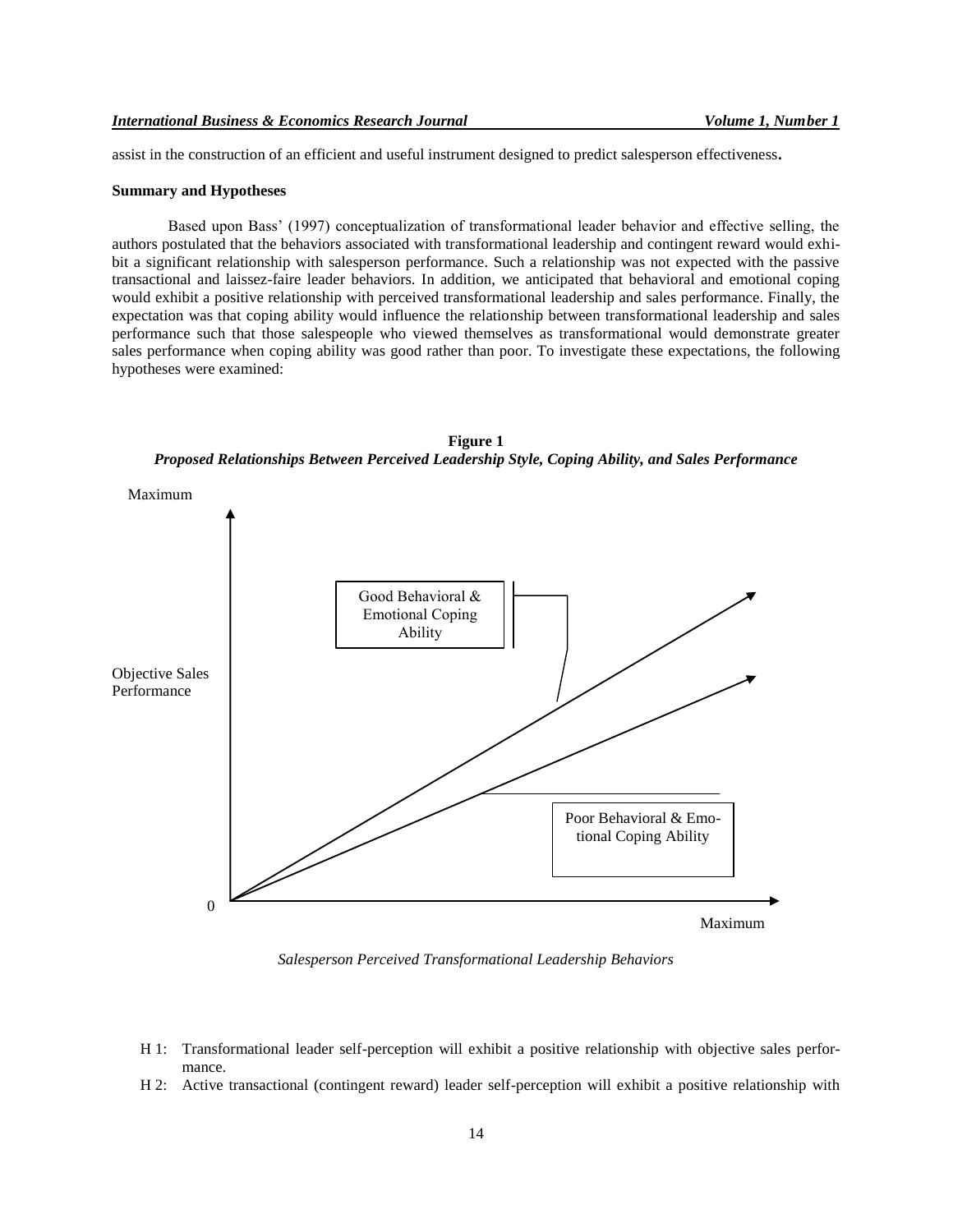assist in the construction of an efficient and useful instrument designed to predict salesperson effectiveness**.**

**Summary and Hypotheses**

Based upon Bass' (1997) conceptualization of transformational leader behavior and effective selling, the authors postulated that the behaviors associated with transformational leadership and contingent reward would exhibit a significant relationship with salesperson performance. Such a relationship was not expected with the passive transactional and laissez-faire leader behaviors. In addition, we anticipated that behavioral and emotional coping would exhibit a positive relationship with perceived transformational leadership and sales performance. Finally, the expectation was that coping ability would influence the relationship between transformational leadership and sales performance such that those salespeople who viewed themselves as transformational would demonstrate greater sales performance when coping ability was good rather than poor. To investigate these expectations, the following hypotheses were examined:

**Figure 1**
***Proposed Relationships Between Perceived Leadership Style, Coping Ability, and Sales Performance***

Maximum

Objective Sales Performance

Good Behavioral & Emotional Coping Ability

Poor Behavioral & Emotional Coping Ability

0

Maximum

*Salesperson Perceived Transformational Leadership Behaviors*

- H 1: Transformational leader self-perception will exhibit a positive relationship with objective sales performance.
- H 2: Active transactional (contingent reward) leader self-perception will exhibit a positive relationship with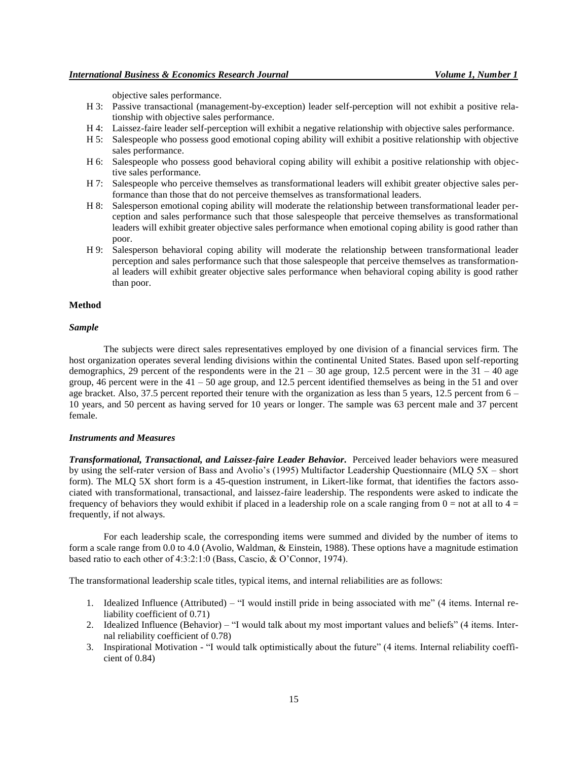objective sales performance.

- H 3: Passive transactional (management-by-exception) leader self-perception will not exhibit a positive relationship with objective sales performance.
- H 4: Laissez-faire leader self-perception will exhibit a negative relationship with objective sales performance.
- H 5: Salespeople who possess good emotional coping ability will exhibit a positive relationship with objective sales performance.
- H 6: Salespeople who possess good behavioral coping ability will exhibit a positive relationship with objective sales performance.
- H 7: Salespeople who perceive themselves as transformational leaders will exhibit greater objective sales performance than those that do not perceive themselves as transformational leaders.
- H 8: Salesperson emotional coping ability will moderate the relationship between transformational leader perception and sales performance such that those salespeople that perceive themselves as transformational leaders will exhibit greater objective sales performance when emotional coping ability is good rather than poor.
- H 9: Salesperson behavioral coping ability will moderate the relationship between transformational leader perception and sales performance such that those salespeople that perceive themselves as transformational leaders will exhibit greater objective sales performance when behavioral coping ability is good rather than poor.

## Method

### *Sample*

The subjects were direct sales representatives employed by one division of a financial services firm. The host organization operates several lending divisions within the continental United States. Based upon self-reporting demographics, 29 percent of the respondents were in the 21 – 30 age group, 12.5 percent were in the 31 – 40 age group, 46 percent were in the 41 – 50 age group, and 12.5 percent identified themselves as being in the 51 and over age bracket. Also, 37.5 percent reported their tenure with the organization as less than 5 years, 12.5 percent from 6 – 10 years, and 50 percent as having served for 10 years or longer. The sample was 63 percent male and 37 percent female.

### *Instruments and Measures*

***Transformational, Transactional, and Laissez-faire Leader Behavior.*** Perceived leader behaviors were measured by using the self-rater version of Bass and Avolio's (1995) Multifactor Leadership Questionnaire (MLQ 5X – short form). The MLQ 5X short form is a 45-question instrument, in Likert-like format, that identifies the factors associated with transformational, transactional, and laissez-faire leadership. The respondents were asked to indicate the frequency of behaviors they would exhibit if placed in a leadership role on a scale ranging from 0 = not at all to 4 = frequently, if not always.

For each leadership scale, the corresponding items were summed and divided by the number of items to form a scale range from 0.0 to 4.0 (Avolio, Waldman, & Einstein, 1988). These options have a magnitude estimation based ratio to each other of 4:3:2:1:0 (Bass, Cascio, & O'Connor, 1974).

The transformational leadership scale titles, typical items, and internal reliabilities are as follows:

1. Idealized Influence (Attributed) – "I would instill pride in being associated with me" (4 items. Internal reliability coefficient of 0.71)
2. Idealized Influence (Behavior) – "I would talk about my most important values and beliefs" (4 items. Internal reliability coefficient of 0.78)
3. Inspirational Motivation - "I would talk optimistically about the future" (4 items. Internal reliability coefficient of 0.84)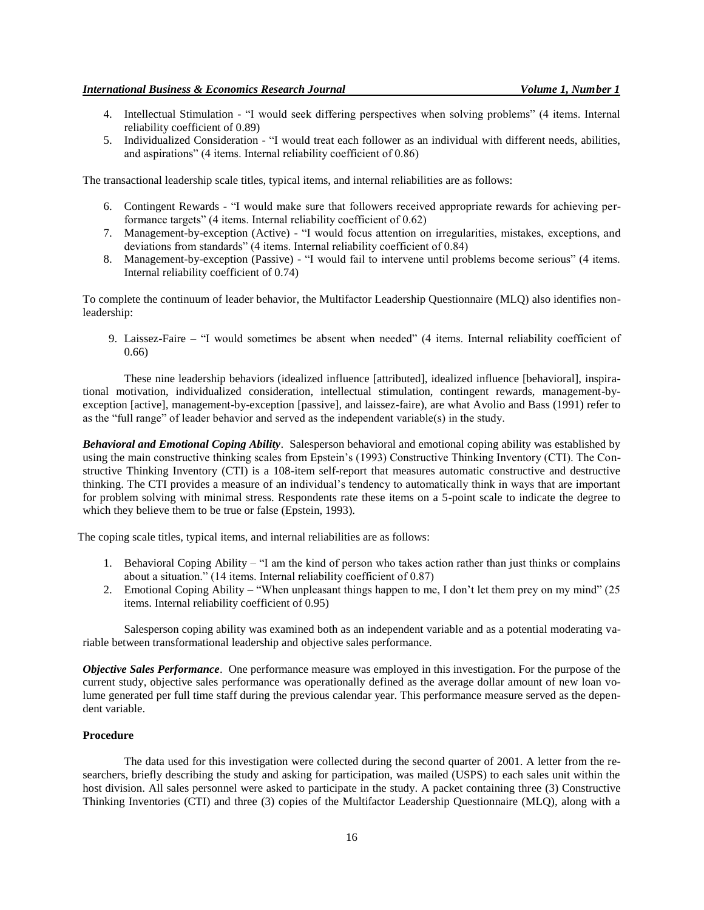4. Intellectual Stimulation - "I would seek differing perspectives when solving problems" (4 items. Internal reliability coefficient of 0.89)
5. Individualized Consideration - "I would treat each follower as an individual with different needs, abilities, and aspirations" (4 items. Internal reliability coefficient of 0.86)

The transactional leadership scale titles, typical items, and internal reliabilities are as follows:

6. Contingent Rewards - "I would make sure that followers received appropriate rewards for achieving performance targets" (4 items. Internal reliability coefficient of 0.62)
7. Management-by-exception (Active) - "I would focus attention on irregularities, mistakes, exceptions, and deviations from standards" (4 items. Internal reliability coefficient of 0.84)
8. Management-by-exception (Passive) - "I would fail to intervene until problems become serious" (4 items. Internal reliability coefficient of 0.74)

To complete the continuum of leader behavior, the Multifactor Leadership Questionnaire (MLQ) also identifies non-leadership:

9. Laissez-Faire – "I would sometimes be absent when needed" (4 items. Internal reliability coefficient of 0.66)

These nine leadership behaviors (idealized influence [attributed], idealized influence [behavioral], inspirational motivation, individualized consideration, intellectual stimulation, contingent rewards, management-by-exception [active], management-by-exception [passive], and laissez-faire), are what Avolio and Bass (1991) refer to as the "full range" of leader behavior and served as the independent variable(s) in the study.

***Behavioral and Emotional Coping Ability***. Salesperson behavioral and emotional coping ability was established by using the main constructive thinking scales from Epstein's (1993) Constructive Thinking Inventory (CTI). The Constructive Thinking Inventory (CTI) is a 108-item self-report that measures automatic constructive and destructive thinking. The CTI provides a measure of an individual's tendency to automatically think in ways that are important for problem solving with minimal stress. Respondents rate these items on a 5-point scale to indicate the degree to which they believe them to be true or false (Epstein, 1993).

The coping scale titles, typical items, and internal reliabilities are as follows:

1. Behavioral Coping Ability – "I am the kind of person who takes action rather than just thinks or complains about a situation." (14 items. Internal reliability coefficient of 0.87)
2. Emotional Coping Ability – "When unpleasant things happen to me, I don't let them prey on my mind" (25 items. Internal reliability coefficient of 0.95)

Salesperson coping ability was examined both as an independent variable and as a potential moderating variable between transformational leadership and objective sales performance.

***Objective Sales Performance***. One performance measure was employed in this investigation. For the purpose of the current study, objective sales performance was operationally defined as the average dollar amount of new loan volume generated per full time staff during the previous calendar year. This performance measure served as the dependent variable.

### Procedure

The data used for this investigation were collected during the second quarter of 2001. A letter from the researchers, briefly describing the study and asking for participation, was mailed (USPS) to each sales unit within the host division. All sales personnel were asked to participate in the study. A packet containing three (3) Constructive Thinking Inventories (CTI) and three (3) copies of the Multifactor Leadership Questionnaire (MLQ), along with a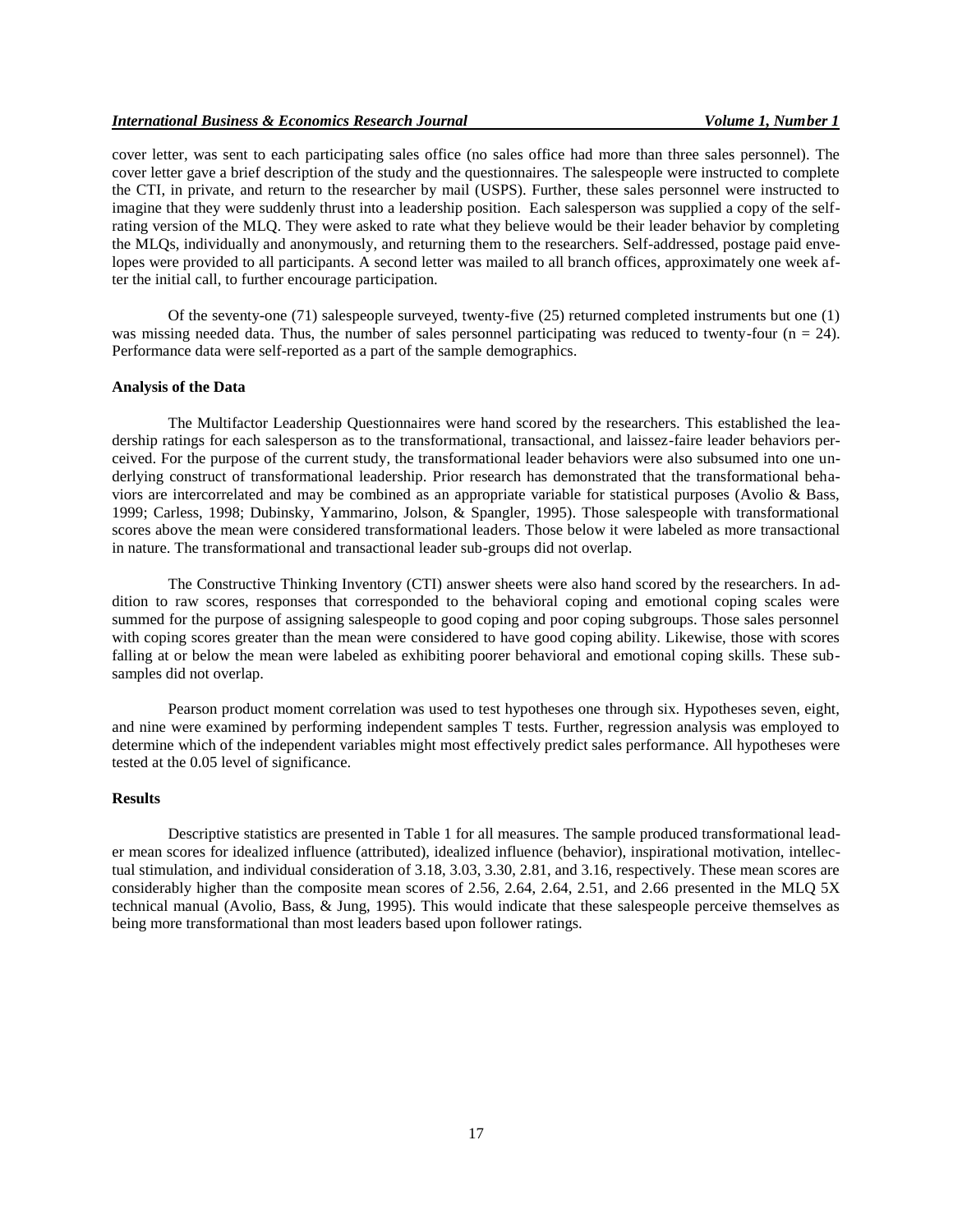cover letter, was sent to each participating sales office (no sales office had more than three sales personnel). The cover letter gave a brief description of the study and the questionnaires. The salespeople were instructed to complete the CTI, in private, and return to the researcher by mail (USPS). Further, these sales personnel were instructed to imagine that they were suddenly thrust into a leadership position. Each salesperson was supplied a copy of the self-rating version of the MLQ. They were asked to rate what they believe would be their leader behavior by completing the MLQs, individually and anonymously, and returning them to the researchers. Self-addressed, postage paid envelopes were provided to all participants. A second letter was mailed to all branch offices, approximately one week after the initial call, to further encourage participation.

Of the seventy-one (71) salespeople surveyed, twenty-five (25) returned completed instruments but one (1) was missing needed data. Thus, the number of sales personnel participating was reduced to twenty-four (n = 24). Performance data were self-reported as a part of the sample demographics.

#### Analysis of the Data

The Multifactor Leadership Questionnaires were hand scored by the researchers. This established the leadership ratings for each salesperson as to the transformational, transactional, and laissez-faire leader behaviors perceived. For the purpose of the current study, the transformational leader behaviors were also subsumed into one underlying construct of transformational leadership. Prior research has demonstrated that the transformational behaviors are intercorrelated and may be combined as an appropriate variable for statistical purposes (Avolio & Bass, 1999; Carless, 1998; Dubinsky, Yammarino, Jolson, & Spangler, 1995). Those salespeople with transformational scores above the mean were considered transformational leaders. Those below it were labeled as more transactional in nature. The transformational and transactional leader sub-groups did not overlap.

The Constructive Thinking Inventory (CTI) answer sheets were also hand scored by the researchers. In addition to raw scores, responses that corresponded to the behavioral coping and emotional coping scales were summed for the purpose of assigning salespeople to good coping and poor coping subgroups. Those sales personnel with coping scores greater than the mean were considered to have good coping ability. Likewise, those with scores falling at or below the mean were labeled as exhibiting poorer behavioral and emotional coping skills. These subsamples did not overlap.

Pearson product moment correlation was used to test hypotheses one through six. Hypotheses seven, eight, and nine were examined by performing independent samples T tests. Further, regression analysis was employed to determine which of the independent variables might most effectively predict sales performance. All hypotheses were tested at the 0.05 level of significance.

#### Results

Descriptive statistics are presented in Table 1 for all measures. The sample produced transformational leader mean scores for idealized influence (attributed), idealized influence (behavior), inspirational motivation, intellectual stimulation, and individual consideration of 3.18, 3.03, 3.30, 2.81, and 3.16, respectively. These mean scores are considerably higher than the composite mean scores of 2.56, 2.64, 2.64, 2.51, and 2.66 presented in the MLQ 5X technical manual (Avolio, Bass, & Jung, 1995). This would indicate that these salespeople perceive themselves as being more transformational than most leaders based upon follower ratings.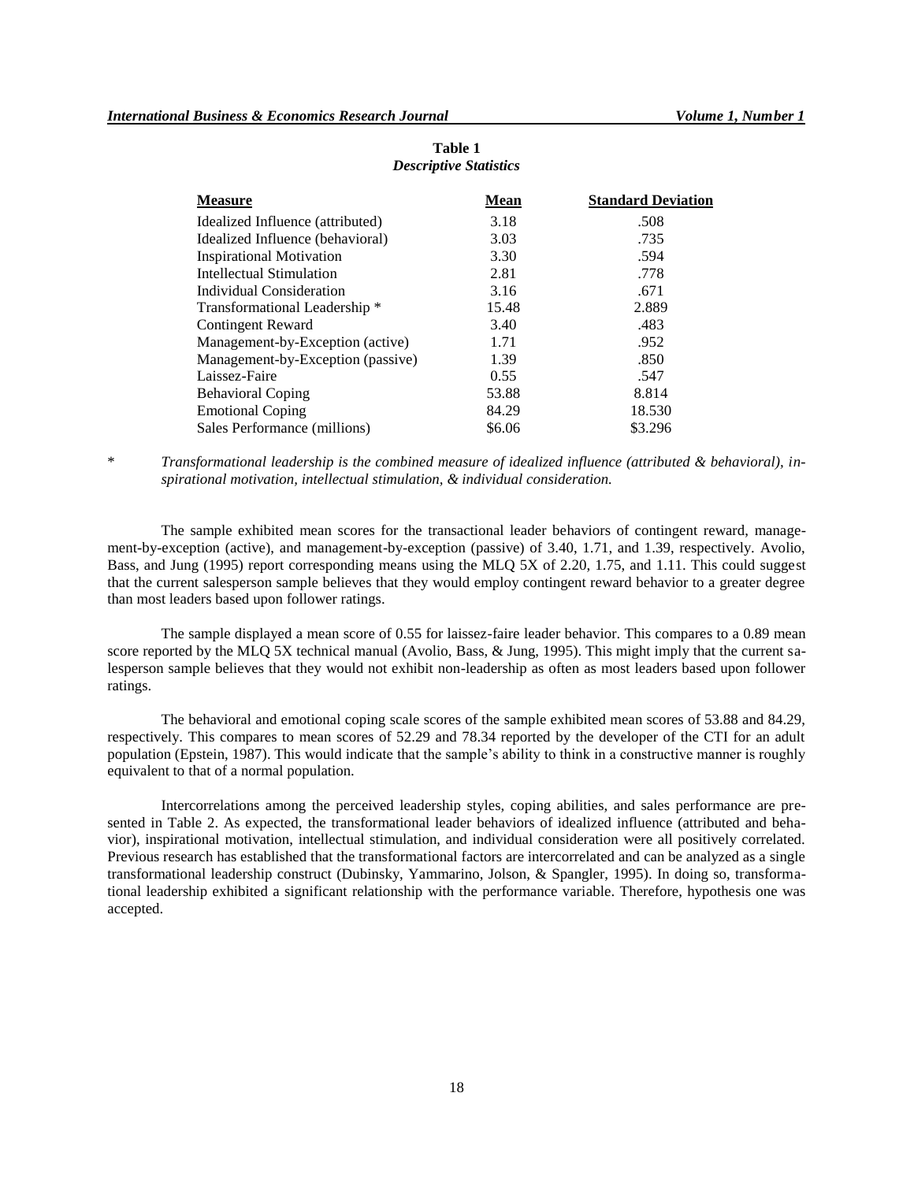**Table 1**
*Descriptive Statistics*

| Measure | Mean | Standard Deviation |
|---|---|---|
| Idealized Influence (attributed) | 3.18 | .508 |
| Idealized Influence (behavioral) | 3.03 | .735 |
| Inspirational Motivation | 3.30 | .594 |
| Intellectual Stimulation | 2.81 | .778 |
| Individual Consideration | 3.16 | .671 |
| Transformational Leadership * | 15.48 | 2.889 |
| Contingent Reward | 3.40 | .483 |
| Management-by-Exception (active) | 1.71 | .952 |
| Management-by-Exception (passive) | 1.39 | .850 |
| Laissez-Faire | 0.55 | .547 |
| Behavioral Coping | 53.88 | 8.814 |
| Emotional Coping | 84.29 | 18.530 |
| Sales Performance (millions) | \$6.06 | \$3.296 |

\* *Transformational leadership is the combined measure of idealized influence (attributed & behavioral), inspirational motivation, intellectual stimulation, & individual consideration.*

The sample exhibited mean scores for the transactional leader behaviors of contingent reward, management-by-exception (active), and management-by-exception (passive) of 3.40, 1.71, and 1.39, respectively. Avolio, Bass, and Jung (1995) report corresponding means using the MLQ 5X of 2.20, 1.75, and 1.11. This could suggest that the current salesperson sample believes that they would employ contingent reward behavior to a greater degree than most leaders based upon follower ratings.

The sample displayed a mean score of 0.55 for laissez-faire leader behavior. This compares to a 0.89 mean score reported by the MLQ 5X technical manual (Avolio, Bass, & Jung, 1995). This might imply that the current salesperson sample believes that they would not exhibit non-leadership as often as most leaders based upon follower ratings.

The behavioral and emotional coping scale scores of the sample exhibited mean scores of 53.88 and 84.29, respectively. This compares to mean scores of 52.29 and 78.34 reported by the developer of the CTI for an adult population (Epstein, 1987). This would indicate that the sample's ability to think in a constructive manner is roughly equivalent to that of a normal population.

Intercorrelations among the perceived leadership styles, coping abilities, and sales performance are presented in Table 2. As expected, the transformational leader behaviors of idealized influence (attributed and behavior), inspirational motivation, intellectual stimulation, and individual consideration were all positively correlated. Previous research has established that the transformational factors are intercorrelated and can be analyzed as a single transformational leadership construct (Dubinsky, Yammarino, Jolson, & Spangler, 1995). In doing so, transformational leadership exhibited a significant relationship with the performance variable. Therefore, hypothesis one was accepted.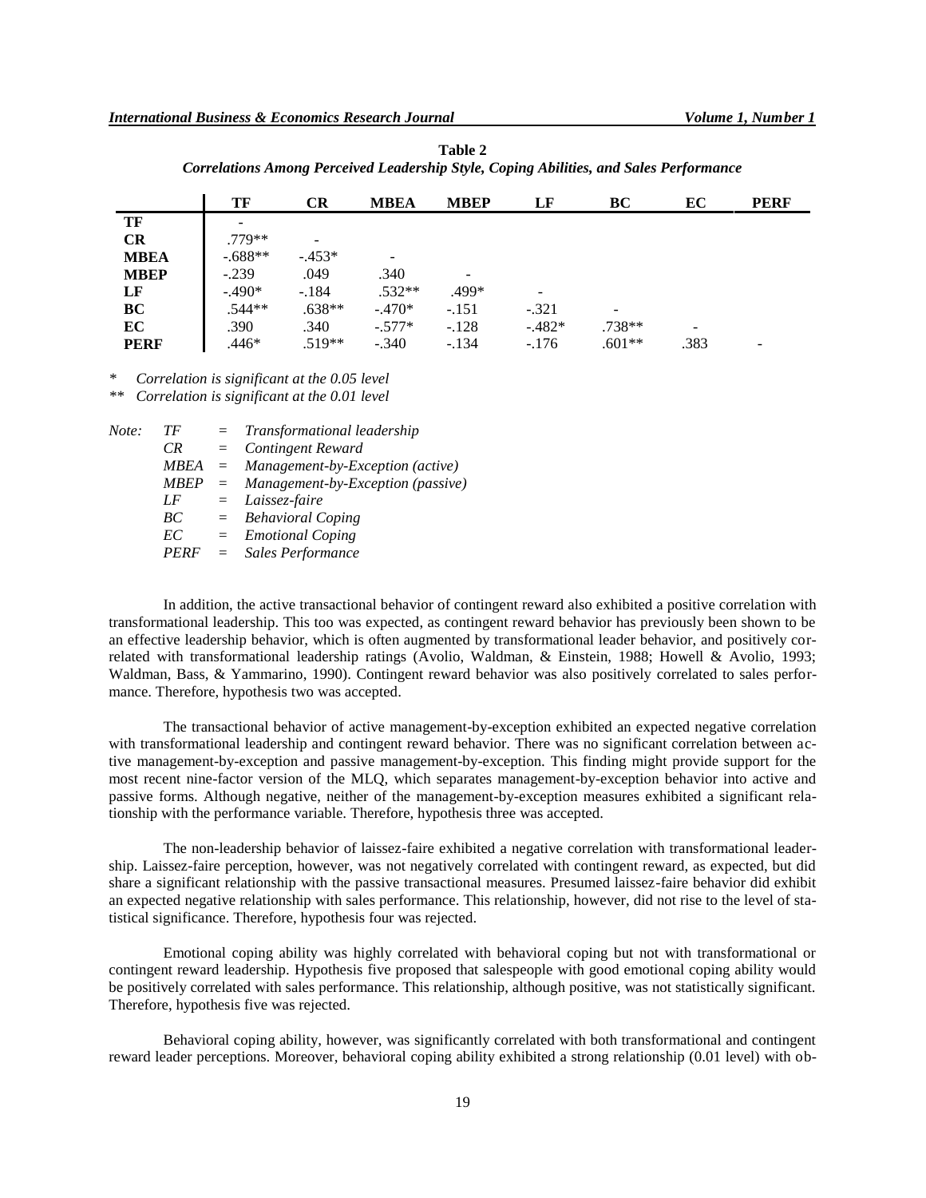**Table 2**
***Correlations Among Perceived Leadership Style, Coping Abilities, and Sales Performance***

| | TF | CR | MBEA | MBEP | LF | BC | EC | PERF |
|---|---|---|---|---|---|---|---|---|
| **TF** | - | | | | | | | |
| **CR** | .779** | - | | | | | | |
| **MBEA** | -.688** | -.453* | - | | | | | |
| **MBEP** | -.239 | .049 | .340 | - | | | | |
| **LF** | -.490* | -.184 | .532** | .499* | - | | | |
| **BC** | .544** | .638** | -.470* | -.151 | -.321 | - | | |
| **EC** | .390 | .340 | -.577* | -.128 | -.482* | .738** | - | |
| **PERF** | .446* | .519** | -.340 | -.134 | -.176 | .601** | .383 | - |

\* *Correlation is significant at the 0.05 level*

** *Correlation is significant at the 0.01 level*

*Note:*
- *TF = Transformational leadership*
- *CR = Contingent Reward*
- *MBEA = Management-by-Exception (active)*
- *MBEP = Management-by-Exception (passive)*
- *LF = Laissez-faire*
- *BC = Behavioral Coping*
- *EC = Emotional Coping*
- *PERF = Sales Performance*

In addition, the active transactional behavior of contingent reward also exhibited a positive correlation with transformational leadership. This too was expected, as contingent reward behavior has previously been shown to be an effective leadership behavior, which is often augmented by transformational leader behavior, and positively correlated with transformational leadership ratings (Avolio, Waldman, & Einstein, 1988; Howell & Avolio, 1993; Waldman, Bass, & Yammarino, 1990). Contingent reward behavior was also positively correlated to sales performance. Therefore, hypothesis two was accepted.

The transactional behavior of active management-by-exception exhibited an expected negative correlation with transformational leadership and contingent reward behavior. There was no significant correlation between active management-by-exception and passive management-by-exception. This finding might provide support for the most recent nine-factor version of the MLQ, which separates management-by-exception behavior into active and passive forms. Although negative, neither of the management-by-exception measures exhibited a significant relationship with the performance variable. Therefore, hypothesis three was accepted.

The non-leadership behavior of laissez-faire exhibited a negative correlation with transformational leadership. Laissez-faire perception, however, was not negatively correlated with contingent reward, as expected, but did share a significant relationship with the passive transactional measures. Presumed laissez-faire behavior did exhibit an expected negative relationship with sales performance. This relationship, however, did not rise to the level of statistical significance. Therefore, hypothesis four was rejected.

Emotional coping ability was highly correlated with behavioral coping but not with transformational or contingent reward leadership. Hypothesis five proposed that salespeople with good emotional coping ability would be positively correlated with sales performance. This relationship, although positive, was not statistically significant. Therefore, hypothesis five was rejected.

Behavioral coping ability, however, was significantly correlated with both transformational and contingent reward leader perceptions. Moreover, behavioral coping ability exhibited a strong relationship (0.01 level) with ob-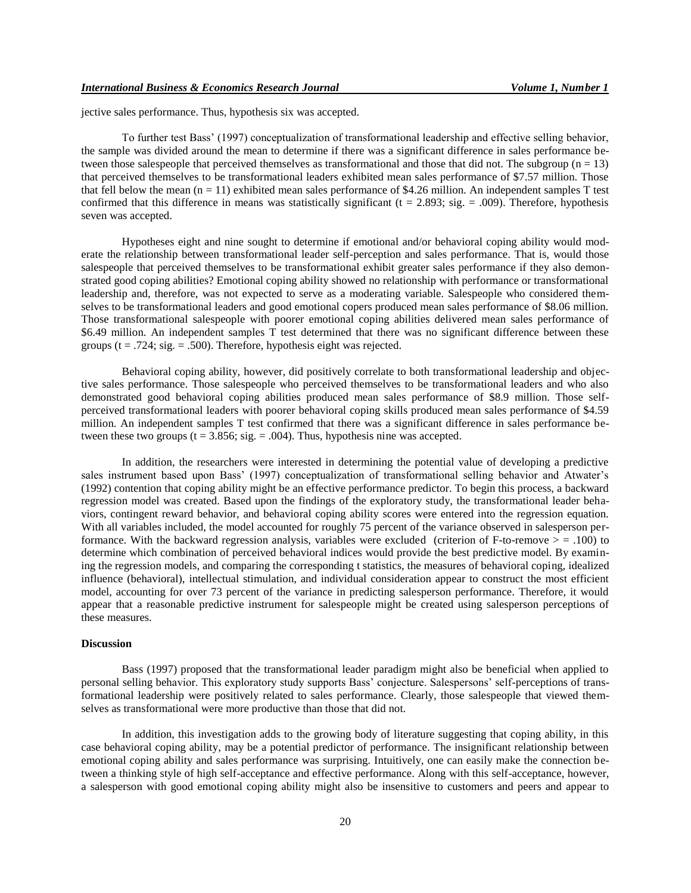jective sales performance. Thus, hypothesis six was accepted.

To further test Bass' (1997) conceptualization of transformational leadership and effective selling behavior, the sample was divided around the mean to determine if there was a significant difference in sales performance between those salespeople that perceived themselves as transformational and those that did not. The subgroup ($n = 13$) that perceived themselves to be transformational leaders exhibited mean sales performance of \$7.57 million. Those that fell below the mean ($n = 11$) exhibited mean sales performance of \$4.26 million. An independent samples T test confirmed that this difference in means was statistically significant ($t = 2.893$; sig. = .009). Therefore, hypothesis seven was accepted.

Hypotheses eight and nine sought to determine if emotional and/or behavioral coping ability would moderate the relationship between transformational leader self-perception and sales performance. That is, would those salespeople that perceived themselves to be transformational exhibit greater sales performance if they also demonstrated good coping abilities? Emotional coping ability showed no relationship with performance or transformational leadership and, therefore, was not expected to serve as a moderating variable. Salespeople who considered themselves to be transformational leaders and good emotional copers produced mean sales performance of \$8.06 million. Those transformational salespeople with poorer emotional coping abilities delivered mean sales performance of \$6.49 million. An independent samples T test determined that there was no significant difference between these groups ($t = .724$; sig. = .500). Therefore, hypothesis eight was rejected.

Behavioral coping ability, however, did positively correlate to both transformational leadership and objective sales performance. Those salespeople who perceived themselves to be transformational leaders and who also demonstrated good behavioral coping abilities produced mean sales performance of \$8.9 million. Those self-perceived transformational leaders with poorer behavioral coping skills produced mean sales performance of \$4.59 million. An independent samples T test confirmed that there was a significant difference in sales performance between these two groups ($t = 3.856$; sig. = .004). Thus, hypothesis nine was accepted.

In addition, the researchers were interested in determining the potential value of developing a predictive sales instrument based upon Bass' (1997) conceptualization of transformational selling behavior and Atwater's (1992) contention that coping ability might be an effective performance predictor. To begin this process, a backward regression model was created. Based upon the findings of the exploratory study, the transformational leader behaviors, contingent reward behavior, and behavioral coping ability scores were entered into the regression equation. With all variables included, the model accounted for roughly 75 percent of the variance observed in salesperson performance. With the backward regression analysis, variables were excluded (criterion of F-to-remove > = .100) to determine which combination of perceived behavioral indices would provide the best predictive model. By examining the regression models, and comparing the corresponding t statistics, the measures of behavioral coping, idealized influence (behavioral), intellectual stimulation, and individual consideration appear to construct the most efficient model, accounting for over 73 percent of the variance in predicting salesperson performance. Therefore, it would appear that a reasonable predictive instrument for salespeople might be created using salesperson perceptions of these measures.

### Discussion

Bass (1997) proposed that the transformational leader paradigm might also be beneficial when applied to personal selling behavior. This exploratory study supports Bass' conjecture. Salespersons' self-perceptions of transformational leadership were positively related to sales performance. Clearly, those salespeople that viewed themselves as transformational were more productive than those that did not.

In addition, this investigation adds to the growing body of literature suggesting that coping ability, in this case behavioral coping ability, may be a potential predictor of performance. The insignificant relationship between emotional coping ability and sales performance was surprising. Intuitively, one can easily make the connection between a thinking style of high self-acceptance and effective performance. Along with this self-acceptance, however, a salesperson with good emotional coping ability might also be insensitive to customers and peers and appear to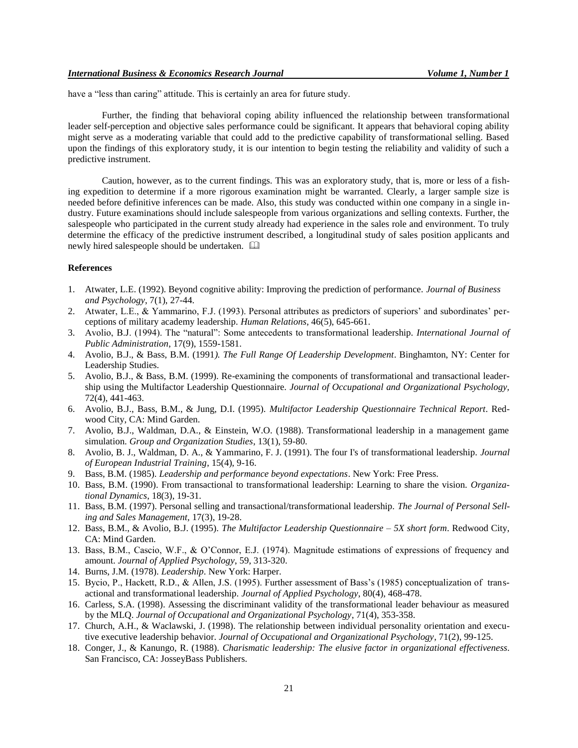have a "less than caring" attitude. This is certainly an area for future study.

Further, the finding that behavioral coping ability influenced the relationship between transformational leader self-perception and objective sales performance could be significant. It appears that behavioral coping ability might serve as a moderating variable that could add to the predictive capability of transformational selling. Based upon the findings of this exploratory study, it is our intention to begin testing the reliability and validity of such a predictive instrument.

Caution, however, as to the current findings. This was an exploratory study, that is, more or less of a fishing expedition to determine if a more rigorous examination might be warranted. Clearly, a larger sample size is needed before definitive inferences can be made. Also, this study was conducted within one company in a single industry. Future examinations should include salespeople from various organizations and selling contexts. Further, the salespeople who participated in the current study already had experience in the sales role and environment. To truly determine the efficacy of the predictive instrument described, a longitudinal study of sales position applicants and newly hired salespeople should be undertaken.

**References**

1. Atwater, L.E. (1992). Beyond cognitive ability: Improving the prediction of performance. *Journal of Business and Psychology*, 7(1), 27-44.
2. Atwater, L.E., & Yammarino, F.J. (1993). Personal attributes as predictors of superiors' and subordinates' perceptions of military academy leadership. *Human Relations*, 46(5), 645-661.
3. Avolio, B.J. (1994). The "natural": Some antecedents to transformational leadership. *International Journal of Public Administration*, 17(9), 1559-1581.
4. Avolio, B.J., & Bass, B.M. (1991). *The Full Range Of Leadership Development*. Binghamton, NY: Center for Leadership Studies.
5. Avolio, B.J., & Bass, B.M. (1999). Re-examining the components of transformational and transactional leadership using the Multifactor Leadership Questionnaire. *Journal of Occupational and Organizational Psychology,* 72(4), 441-463.
6. Avolio, B.J., Bass, B.M., & Jung, D.I. (1995). *Multifactor Leadership Questionnaire Technical Report*. Redwood City, CA: Mind Garden.
7. Avolio, B.J., Waldman, D.A., & Einstein, W.O. (1988). Transformational leadership in a management game simulation. *Group and Organization Studies*, 13(1), 59-80.
8. Avolio, B. J., Waldman, D. A., & Yammarino, F. J. (1991). The four I's of transformational leadership. *Journal of European Industrial Training*, 15(4), 9-16.
9. Bass, B.M. (1985). *Leadership and performance beyond expectations*. New York: Free Press.
10. Bass, B.M. (1990). From transactional to transformational leadership: Learning to share the vision. *Organizational Dynamics*, 18(3), 19-31.
11. Bass, B.M. (1997). Personal selling and transactional/transformational leadership. *The Journal of Personal Selling and Sales Management*, 17(3), 19-28.
12. Bass, B.M., & Avolio, B.J. (1995). *The Multifactor Leadership Questionnaire – 5X short form*. Redwood City, CA: Mind Garden.
13. Bass, B.M., Cascio, W.F., & O'Connor, E.J. (1974). Magnitude estimations of expressions of frequency and amount. *Journal of Applied Psychology*, 59, 313-320.
14. Burns, J.M. (1978). *Leadership*. New York: Harper.
15. Bycio, P., Hackett, R.D., & Allen, J.S. (1995). Further assessment of Bass's (1985) conceptualization of transactional and transformational leadership. *Journal of Applied Psychology*, 80(4), 468-478.
16. Carless, S.A. (1998). Assessing the discriminant validity of the transformational leader behaviour as measured by the MLQ. *Journal of Occupational and Organizational Psychology*, 71(4), 353-358.
17. Church, A.H., & Waclawski, J. (1998). The relationship between individual personality orientation and executive executive leadership behavior. *Journal of Occupational and Organizational Psychology*, 71(2), 99-125.
18. Conger, J., & Kanungo, R. (1988). *Charismatic leadership: The elusive factor in organizational effectiveness.* San Francisco, CA: JosseyBass Publishers.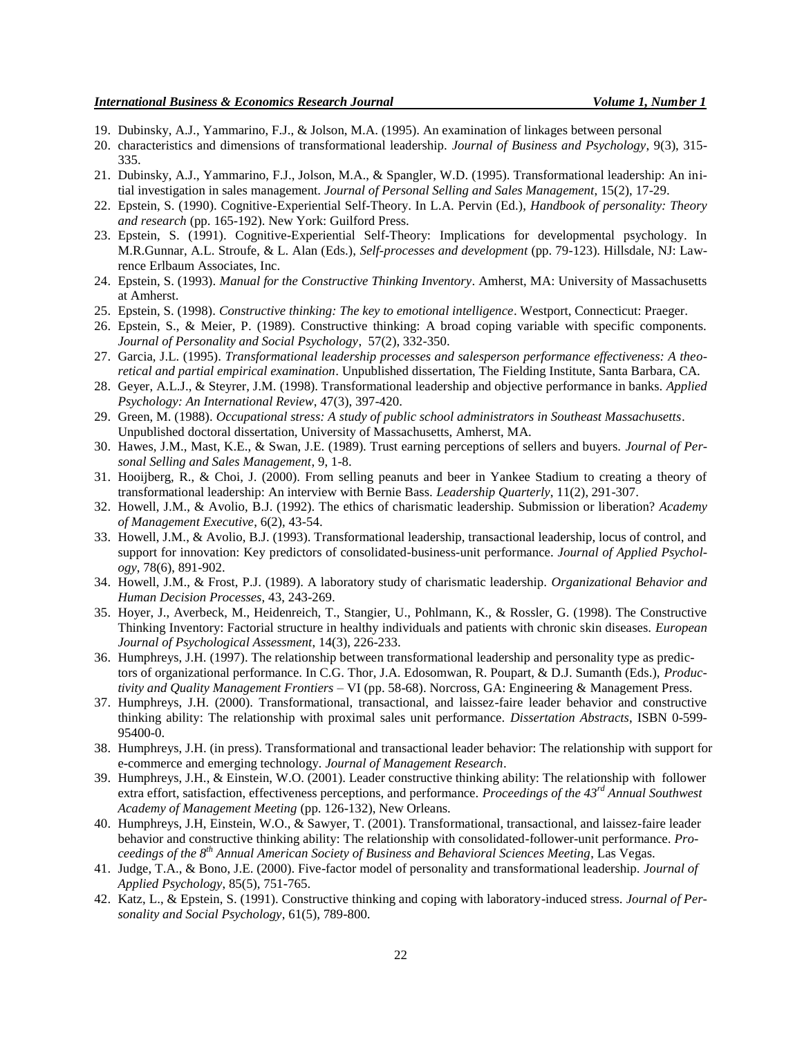19. Dubinsky, A.J., Yammarino, F.J., & Jolson, M.A. (1995). An examination of linkages between personal
20. characteristics and dimensions of transformational leadership. *Journal of Business and Psychology*, 9(3), 315-335.
21. Dubinsky, A.J., Yammarino, F.J., Jolson, M.A., & Spangler, W.D. (1995). Transformational leadership: An initial investigation in sales management. *Journal of Personal Selling and Sales Management*, 15(2), 17-29.
22. Epstein, S. (1990). Cognitive-Experiential Self-Theory. In L.A. Pervin (Ed.), *Handbook of personality: Theory and research* (pp. 165-192). New York: Guilford Press.
23. Epstein, S. (1991). Cognitive-Experiential Self-Theory: Implications for developmental psychology. In M.R.Gunnar, A.L. Stroufe, & L. Alan (Eds.), *Self-processes and development* (pp. 79-123). Hillsdale, NJ: Lawrence Erlbaum Associates, Inc.
24. Epstein, S. (1993). *Manual for the Constructive Thinking Inventory*. Amherst, MA: University of Massachusetts at Amherst.
25. Epstein, S. (1998). *Constructive thinking: The key to emotional intelligence*. Westport, Connecticut: Praeger.
26. Epstein, S., & Meier, P. (1989). Constructive thinking: A broad coping variable with specific components. *Journal of Personality and Social Psychology*, 57(2), 332-350.
27. Garcia, J.L. (1995). *Transformational leadership processes and salesperson performance effectiveness: A theoretical and partial empirical examination*. Unpublished dissertation, The Fielding Institute, Santa Barbara, CA.
28. Geyer, A.L.J., & Steyrer, J.M. (1998). Transformational leadership and objective performance in banks. *Applied Psychology: An International Review*, 47(3), 397-420.
29. Green, M. (1988). *Occupational stress: A study of public school administrators in Southeast Massachusetts*. Unpublished doctoral dissertation, University of Massachusetts, Amherst, MA.
30. Hawes, J.M., Mast, K.E., & Swan, J.E. (1989). Trust earning perceptions of sellers and buyers. *Journal of Personal Selling and Sales Management*, 9, 1-8.
31. Hooijberg, R., & Choi, J. (2000). From selling peanuts and beer in Yankee Stadium to creating a theory of transformational leadership: An interview with Bernie Bass. *Leadership Quarterly*, 11(2), 291-307.
32. Howell, J.M., & Avolio, B.J. (1992). The ethics of charismatic leadership. Submission or liberation? *Academy of Management Executive*, 6(2), 43-54.
33. Howell, J.M., & Avolio, B.J. (1993). Transformational leadership, transactional leadership, locus of control, and support for innovation: Key predictors of consolidated-business-unit performance. *Journal of Applied Psychology*, 78(6), 891-902.
34. Howell, J.M., & Frost, P.J. (1989). A laboratory study of charismatic leadership. *Organizational Behavior and Human Decision Processes*, 43, 243-269.
35. Hoyer, J., Averbeck, M., Heidenreich, T., Stangier, U., Pohlmann, K., & Rossler, G. (1998). The Constructive Thinking Inventory: Factorial structure in healthy individuals and patients with chronic skin diseases. *European Journal of Psychological Assessment*, 14(3), 226-233.
36. Humphreys, J.H. (1997). The relationship between transformational leadership and personality type as predictors of organizational performance. In C.G. Thor, J.A. Edosomwan, R. Poupart, & D.J. Sumanth (Eds.), *Productivity and Quality Management Frontiers* – VI (pp. 58-68). Norcross, GA: Engineering & Management Press.
37. Humphreys, J.H. (2000). Transformational, transactional, and laissez-faire leader behavior and constructive thinking ability: The relationship with proximal sales unit performance. *Dissertation Abstracts*, ISBN 0-599-95400-0.
38. Humphreys, J.H. (in press). Transformational and transactional leader behavior: The relationship with support for e-commerce and emerging technology. *Journal of Management Research*.
39. Humphreys, J.H., & Einstein, W.O. (2001). Leader constructive thinking ability: The relationship with follower extra effort, satisfaction, effectiveness perceptions, and performance. *Proceedings of the 43rd Annual Southwest Academy of Management Meeting* (pp. 126-132), New Orleans.
40. Humphreys, J.H, Einstein, W.O., & Sawyer, T. (2001). Transformational, transactional, and laissez-faire leader behavior and constructive thinking ability: The relationship with consolidated-follower-unit performance. *Proceedings of the 8th Annual American Society of Business and Behavioral Sciences Meeting*, Las Vegas.
41. Judge, T.A., & Bono, J.E. (2000). Five-factor model of personality and transformational leadership. *Journal of Applied Psychology*, 85(5), 751-765.
42. Katz, L., & Epstein, S. (1991). Constructive thinking and coping with laboratory-induced stress. *Journal of Personality and Social Psychology*, 61(5), 789-800.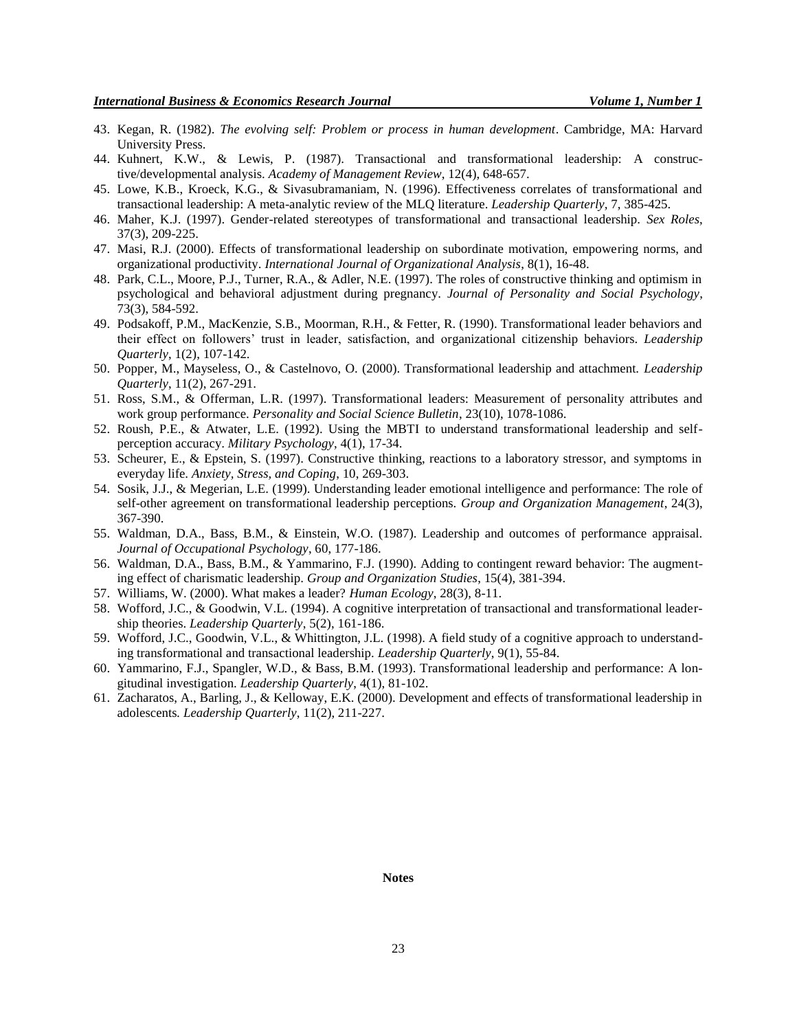43. Kegan, R. (1982). *The evolving self: Problem or process in human development*. Cambridge, MA: Harvard University Press.
44. Kuhnert, K.W., & Lewis, P. (1987). Transactional and transformational leadership: A constructive/developmental analysis. *Academy of Management Review*, 12(4), 648-657.
45. Lowe, K.B., Kroeck, K.G., & Sivasubramaniam, N. (1996). Effectiveness correlates of transformational and transactional leadership: A meta-analytic review of the MLQ literature. *Leadership Quarterly*, 7, 385-425.
46. Maher, K.J. (1997). Gender-related stereotypes of transformational and transactional leadership. *Sex Roles*, 37(3), 209-225.
47. Masi, R.J. (2000). Effects of transformational leadership on subordinate motivation, empowering norms, and organizational productivity. *International Journal of Organizational Analysis*, 8(1), 16-48.
48. Park, C.L., Moore, P.J., Turner, R.A., & Adler, N.E. (1997). The roles of constructive thinking and optimism in psychological and behavioral adjustment during pregnancy. *Journal of Personality and Social Psychology*, 73(3), 584-592.
49. Podsakoff, P.M., MacKenzie, S.B., Moorman, R.H., & Fetter, R. (1990). Transformational leader behaviors and their effect on followers' trust in leader, satisfaction, and organizational citizenship behaviors. *Leadership Quarterly*, 1(2), 107-142.
50. Popper, M., Mayseless, O., & Castelnovo, O. (2000). Transformational leadership and attachment. *Leadership Quarterly*, 11(2), 267-291.
51. Ross, S.M., & Offerman, L.R. (1997). Transformational leaders: Measurement of personality attributes and work group performance. *Personality and Social Science Bulletin*, 23(10), 1078-1086.
52. Roush, P.E., & Atwater, L.E. (1992). Using the MBTI to understand transformational leadership and self-perception accuracy. *Military Psychology*, 4(1), 17-34.
53. Scheurer, E., & Epstein, S. (1997). Constructive thinking, reactions to a laboratory stressor, and symptoms in everyday life. *Anxiety, Stress, and Coping*, 10, 269-303.
54. Sosik, J.J., & Megerian, L.E. (1999). Understanding leader emotional intelligence and performance: The role of self-other agreement on transformational leadership perceptions. *Group and Organization Management*, 24(3), 367-390.
55. Waldman, D.A., Bass, B.M., & Einstein, W.O. (1987). Leadership and outcomes of performance appraisal. *Journal of Occupational Psychology*, 60, 177-186.
56. Waldman, D.A., Bass, B.M., & Yammarino, F.J. (1990). Adding to contingent reward behavior: The augmenting effect of charismatic leadership. *Group and Organization Studies*, 15(4), 381-394.
57. Williams, W. (2000). What makes a leader? *Human Ecology*, 28(3), 8-11.
58. Wofford, J.C., & Goodwin, V.L. (1994). A cognitive interpretation of transactional and transformational leadership theories. *Leadership Quarterly*, 5(2), 161-186.
59. Wofford, J.C., Goodwin, V.L., & Whittington, J.L. (1998). A field study of a cognitive approach to understanding transformational and transactional leadership. *Leadership Quarterly*, 9(1), 55-84.
60. Yammarino, F.J., Spangler, W.D., & Bass, B.M. (1993). Transformational leadership and performance: A longitudinal investigation. *Leadership Quarterly*, 4(1), 81-102.
61. Zacharatos, A., Barling, J., & Kelloway, E.K. (2000). Development and effects of transformational leadership in adolescents. *Leadership Quarterly*, 11(2), 211-227.

**Notes**